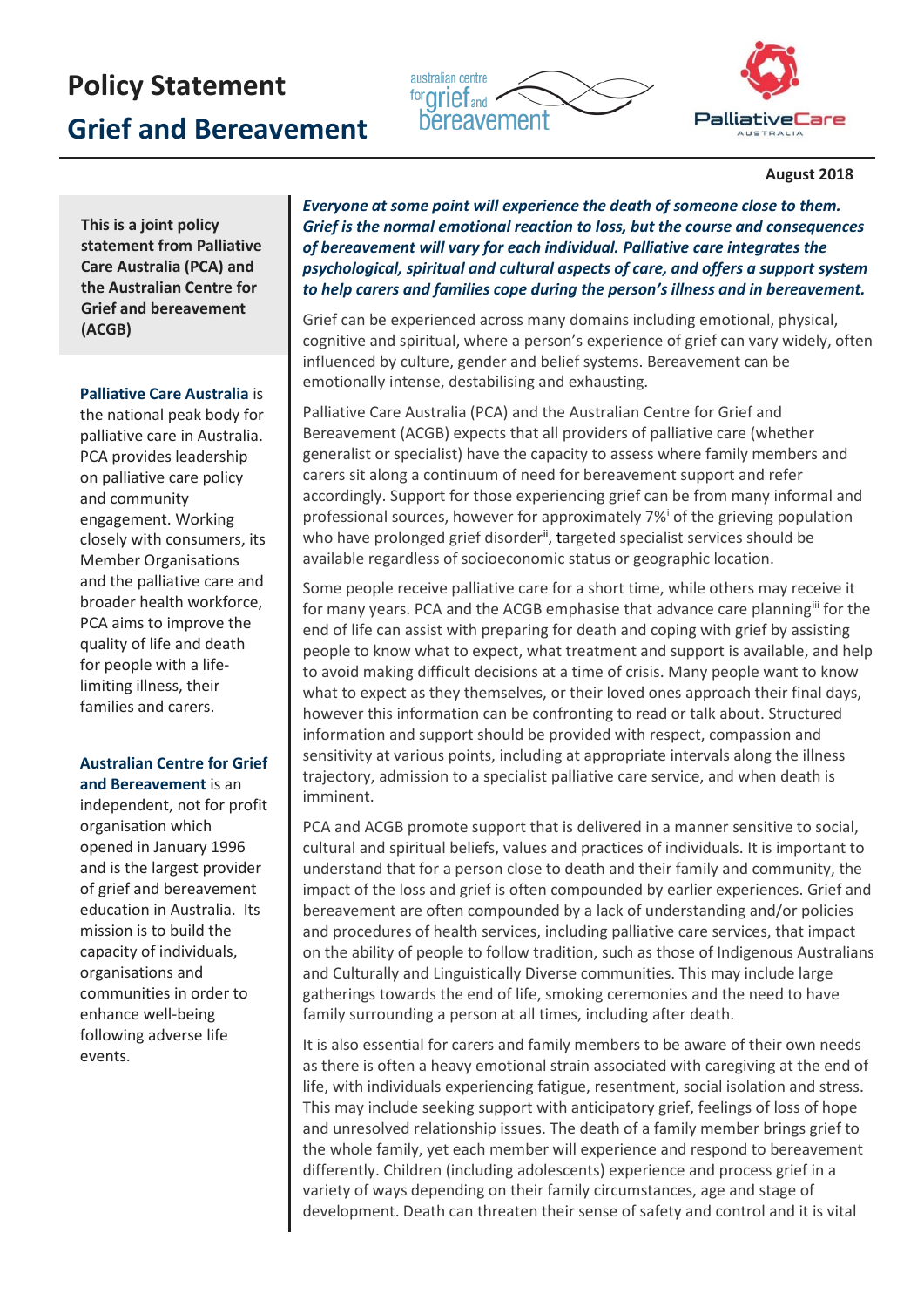# Policy Statement

# Grief and Bereavement

August 2018

**This is a joint policy statement from Palliative Care Australia (PCA) and the Australian Centre for Grief and bereavement (ACGB)**

**Palliative Care Australia** is the national peak body for palliative care in Australia. PCA provides leadership on palliative care policy and community engagement. Working closely with consumers, its Member Organisations and the palliative care and broader health workforce, PCA aims to improve the quality of life and death for people with a life-limiting illness, their families and carers.

**Australian Centre for Grief and Bereavement** is an independent, not for profit organisation which opened in January 1996 and is the largest provider of grief and bereavement education in Australia. Its mission is to build the capacity of individuals, organisations and communities in order to enhance well-being following adverse life events.

***Everyone at some point will experience the death of someone close to them. Grief is the normal emotional reaction to loss, but the course and consequences of bereavement will vary for each individual. Palliative care integrates the psychological, spiritual and cultural aspects of care, and offers a support system to help carers and families cope during the person's illness and in bereavement.***

Grief can be experienced across many domains including emotional, physical, cognitive and spiritual, where a person's experience of grief can vary widely, often influenced by culture, gender and belief systems. Bereavement can be emotionally intense, destabilising and exhausting.

Palliative Care Australia (PCA) and the Australian Centre for Grief and Bereavement (ACGB) expects that all providers of palliative care (whether generalist or specialist) have the capacity to assess where family members and carers sit along a continuum of need for bereavement support and refer accordingly. Support for those experiencing grief can be from many informal and professional sources, however for approximately 7%[i] of the grieving population who have prolonged grief disorder[ii], targeted specialist services should be available regardless of socioeconomic status or geographic location.

Some people receive palliative care for a short time, while others may receive it for many years. PCA and the ACGB emphasise that advance care planning[iii] for the end of life can assist with preparing for death and coping with grief by assisting people to know what to expect, what treatment and support is available, and help to avoid making difficult decisions at a time of crisis. Many people want to know what to expect as they themselves, or their loved ones approach their final days, however this information can be confronting to read or talk about. Structured information and support should be provided with respect, compassion and sensitivity at various points, including at appropriate intervals along the illness trajectory, admission to a specialist palliative care service, and when death is imminent.

PCA and ACGB promote support that is delivered in a manner sensitive to social, cultural and spiritual beliefs, values and practices of individuals. It is important to understand that for a person close to death and their family and community, the impact of the loss and grief is often compounded by earlier experiences. Grief and bereavement are often compounded by a lack of understanding and/or policies and procedures of health services, including palliative care services, that impact on the ability of people to follow tradition, such as those of Indigenous Australians and Culturally and Linguistically Diverse communities. This may include large gatherings towards the end of life, smoking ceremonies and the need to have family surrounding a person at all times, including after death.

It is also essential for carers and family members to be aware of their own needs as there is often a heavy emotional strain associated with caregiving at the end of life, with individuals experiencing fatigue, resentment, social isolation and stress. This may include seeking support with anticipatory grief, feelings of loss of hope and unresolved relationship issues. The death of a family member brings grief to the whole family, yet each member will experience and respond to bereavement differently. Children (including adolescents) experience and process grief in a variety of ways depending on their family circumstances, age and stage of development. Death can threaten their sense of safety and control and it is vital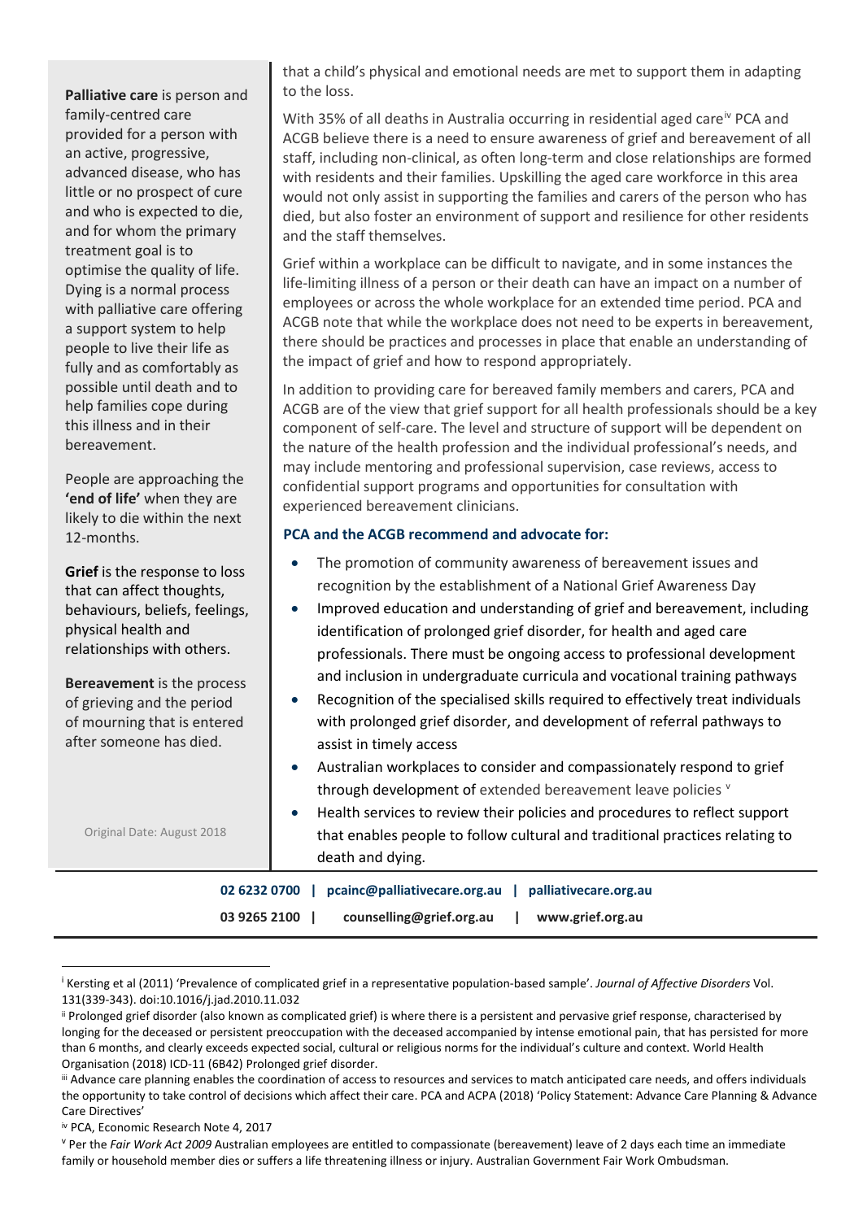**Palliative care** is person and family-centred care provided for a person with an active, progressive, advanced disease, who has little or no prospect of cure and who is expected to die, and for whom the primary treatment goal is to optimise the quality of life. Dying is a normal process with palliative care offering a support system to help people to live their life as fully and as comfortably as possible until death and to help families cope during this illness and in their bereavement.

People are approaching the **'end of life'** when they are likely to die within the next 12-months.

**Grief** is the response to loss that can affect thoughts, behaviours, beliefs, feelings, physical health and relationships with others.

**Bereavement** is the process of grieving and the period of mourning that is entered after someone has died.

Original Date: August 2018

that a child's physical and emotional needs are met to support them in adapting to the loss.

With 35% of all deaths in Australia occurring in residential aged care[iv] PCA and ACGB believe there is a need to ensure awareness of grief and bereavement of all staff, including non-clinical, as often long-term and close relationships are formed with residents and their families. Upskilling the aged care workforce in this area would not only assist in supporting the families and carers of the person who has died, but also foster an environment of support and resilience for other residents and the staff themselves.

Grief within a workplace can be difficult to navigate, and in some instances the life-limiting illness of a person or their death can have an impact on a number of employees or across the whole workplace for an extended time period. PCA and ACGB note that while the workplace does not need to be experts in bereavement, there should be practices and processes in place that enable an understanding of the impact of grief and how to respond appropriately.

In addition to providing care for bereaved family members and carers, PCA and ACGB are of the view that grief support for all health professionals should be a key component of self-care. The level and structure of support will be dependent on the nature of the health profession and the individual professional's needs, and may include mentoring and professional supervision, case reviews, access to confidential support programs and opportunities for consultation with experienced bereavement clinicians.

**PCA and the ACGB recommend and advocate for:**

- The promotion of community awareness of bereavement issues and recognition by the establishment of a National Grief Awareness Day
- Improved education and understanding of grief and bereavement, including identification of prolonged grief disorder, for health and aged care professionals. There must be ongoing access to professional development and inclusion in undergraduate curricula and vocational training pathways
- Recognition of the specialised skills required to effectively treat individuals with prolonged grief disorder, and development of referral pathways to assist in timely access
- Australian workplaces to consider and compassionately respond to grief through development of extended bereavement leave policies [v]
- Health services to review their policies and procedures to reflect support that enables people to follow cultural and traditional practices relating to death and dying.

**02 6232 0700 | pcainc@palliativecare.org.au | palliativecare.org.au**

**03 9265 2100 | counselling@grief.org.au | www.grief.org.au**

---

[i] Kersting et al (2011) 'Prevalence of complicated grief in a representative population-based sample'. *Journal of Affective Disorders* Vol. 131(339-343). doi:10.1016/j.jad.2010.11.032

[ii] Prolonged grief disorder (also known as complicated grief) is where there is a persistent and pervasive grief response, characterised by longing for the deceased or persistent preoccupation with the deceased accompanied by intense emotional pain, that has persisted for more than 6 months, and clearly exceeds expected social, cultural or religious norms for the individual's culture and context. World Health Organisation (2018) ICD-11 (6B42) Prolonged grief disorder.

[iii] Advance care planning enables the coordination of access to resources and services to match anticipated care needs, and offers individuals the opportunity to take control of decisions which affect their care. PCA and ACPA (2018) 'Policy Statement: Advance Care Planning & Advance Care Directives'

[iv] PCA, Economic Research Note 4, 2017

[v] Per the *Fair Work Act 2009* Australian employees are entitled to compassionate (bereavement) leave of 2 days each time an immediate family or household member dies or suffers a life threatening illness or injury. Australian Government Fair Work Ombudsman.